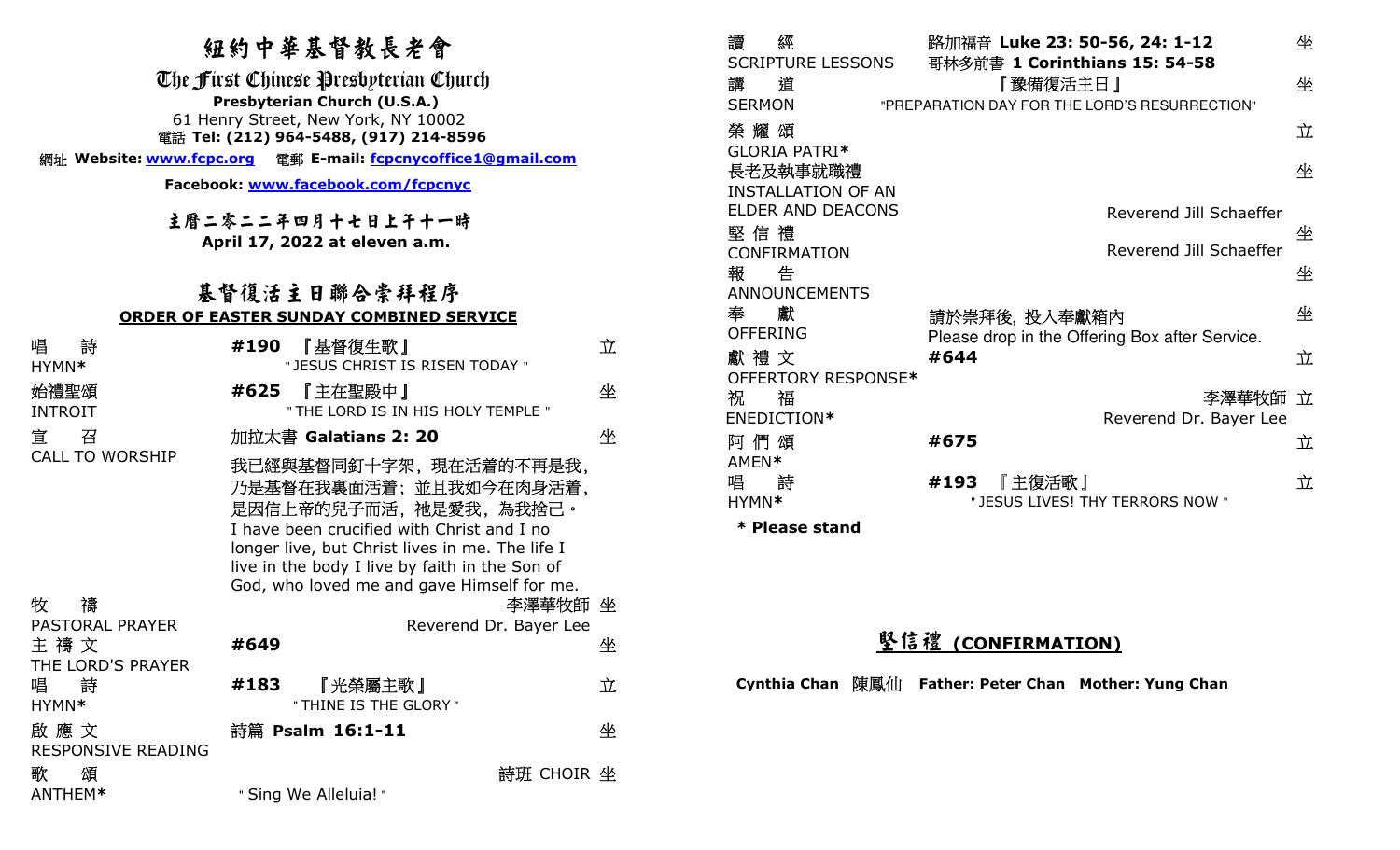# 紐約中華基督教長老會

## The First Chinese Presbyterian Church

**Presbyterian Church (U.S.A.)**

61 Henry Street, New York, NY 10002

電話 **Tel: (212) 964-5488, (917) 214-8596**

網址 **Website: www.fcpc.org** 電郵 **E-mail: fcpcnycoffice1@gmail.com**

**Facebook: www.facebook.com/fcpcnyc**

**主曆二零二二年四月十七日上午十一時**

**April 17, 2022 at eleven a.m.**

## 基督復活主日聯合崇拜程序

**ORDER OF EASTER SUNDAY COMBINED SERVICE**

| | | |
|---|---|---|
| 唱 詩<br>HYMN* | **#190** 『基督復生歌』<br>" JESUS CHRIST IS RISEN TODAY " | 立 |
| 始禮聖頌<br>INTROIT | **#625** 『主在聖殿中』<br>" THE LORD IS IN HIS HOLY TEMPLE " | 坐 |
| 宣 召<br>CALL TO WORSHIP | 加拉太書 **Galatians 2: 20**<br>我已經與基督同釘十字架，現在活着的不再是我，乃是基督在我裏面活着；並且我如今在肉身活着，是因信上帝的兒子而活，祂是愛我，為我捨己。<br>I have been crucified with Christ and I no longer live, but Christ lives in me. The life I live in the body I live by faith in the Son of God, who loved me and gave Himself for me. | 坐 |
| 牧 禱<br>PASTORAL PRAYER | 李澤華牧師<br>Reverend Dr. Bayer Lee | 坐 |
| 主 禱 文<br>THE LORD'S PRAYER | **#649** | 坐 |
| 唱 詩<br>HYMN* | **#183** 『光榮屬主歌』<br>" THINE IS THE GLORY " | 立 |
| 啟 應 文<br>RESPONSIVE READING | 詩篇 **Psalm 16:1-11** | 坐 |
| 歌 頌<br>ANTHEM* | 詩班 CHOIR<br>" Sing We Alleluia! " | 坐 |
| 讀 經<br>SCRIPTURE LESSONS | 路加福音 **Luke 23: 50-56, 24: 1-12**<br>哥林多前書 **1 Corinthians 15: 54-58** | 坐 |
| 講 道<br>SERMON | 『豫備復活主日』<br>"PREPARATION DAY FOR THE LORD'S RESURRECTION" | 坐 |
| 榮 耀 頌<br>GLORIA PATRI* | | 立 |
| 長老及執事就職禮<br>INSTALLATION OF AN ELDER AND DEACONS | Reverend Jill Schaeffer | 坐 |
| 堅 信 禮<br>CONFIRMATION | Reverend Jill Schaeffer | 坐 |
| 報 告<br>ANNOUNCEMENTS | | 坐 |
| 奉 獻<br>OFFERING | 請於崇拜後，投入奉獻箱內<br>Please drop in the Offering Box after Service. | 坐 |
| 獻 禮 文<br>OFFERTORY RESPONSE* | **#644** | 立 |
| 祝 福<br>ENEDICTION* | 李澤華牧師<br>Reverend Dr. Bayer Lee | 立 |
| 阿 們 頌<br>AMEN* | **#675** | 立 |
| 唱 詩<br>HYMN* | **#193** 『主復活歌』<br>" JESUS LIVES! THY TERRORS NOW " | 立 |

**\* Please stand**

## 堅信禮 (CONFIRMATION)

**Cynthia Chan** 陳鳳仙 **Father: Peter Chan Mother: Yung Chan**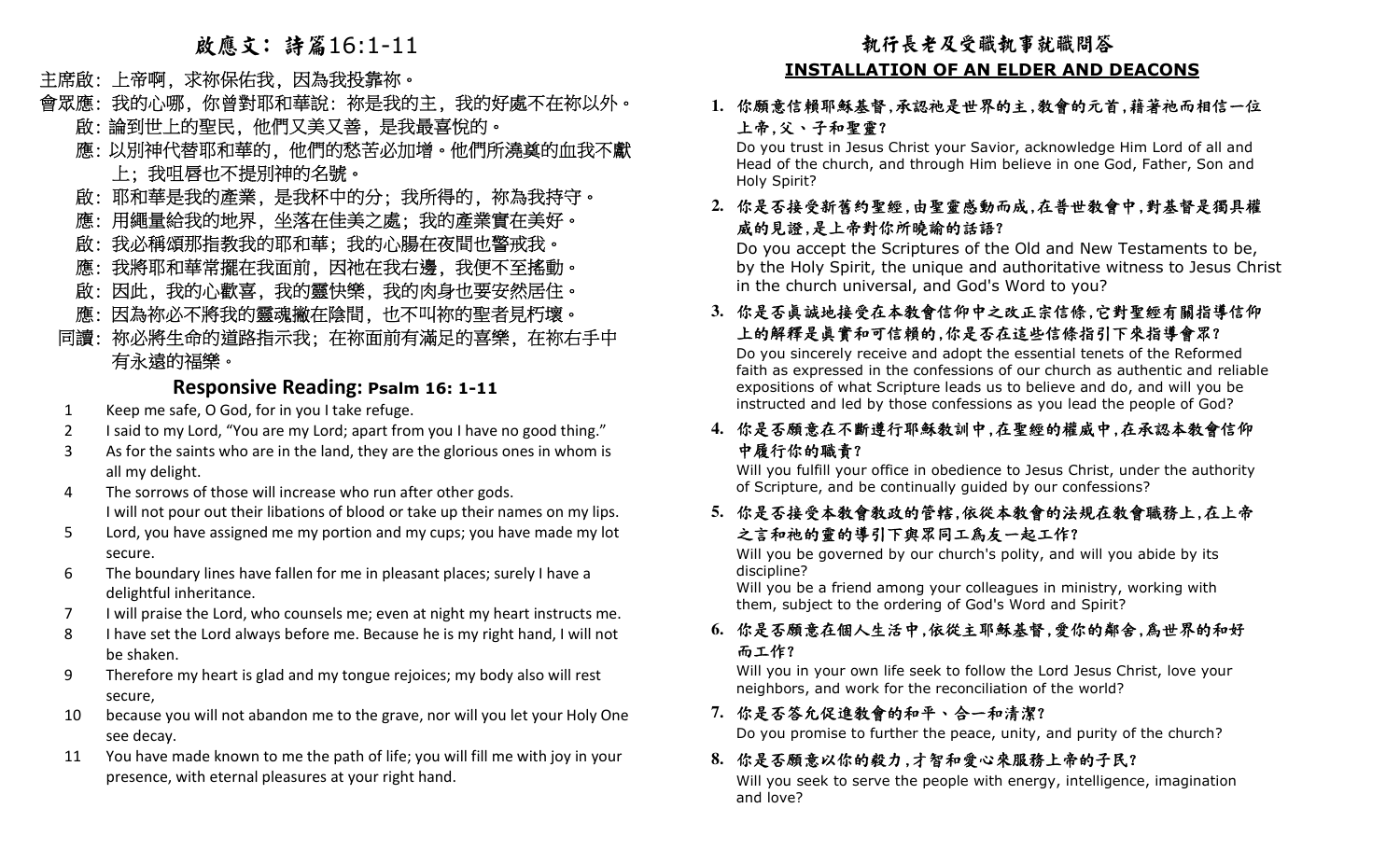# 啟應文：詩篇16:1-11

主席啟：上帝啊，求祢保佑我，因為我投靠祢。

會眾應：我的心哪，你曾對耶和華說：祢是我的主，我的好處不在祢以外。

啟：論到世上的聖民，他們又美又善，是我最喜悅的。

應：以別神代替耶和華的，他們的愁苦必加增。他們所澆奠的血我不獻上；我咀唇也不提別神的名號。

啟：耶和華是我的產業，是我杯中的分；我所得的，祢為我持守。

應：用繩量給我的地界，坐落在佳美之處；我的產業實在美好。

啟：我必稱頌那指教我的耶和華；我的心腸在夜間也警戒我。

應：我將耶和華常擺在我面前，因祂在我右邊，我便不至搖動。

啟：因此，我的心歡喜，我的靈快樂，我的肉身也要安然居住。

應：因為祢必不將我的靈魂撇在陰間，也不叫祢的聖者見朽壞。

同讀：祢必將生命的道路指示我；在祢面前有滿足的喜樂，在祢右手中有永遠的福樂。

## Responsive Reading: Psalm 16: 1-11

1. Keep me safe, O God, for in you I take refuge.
2. I said to my Lord, "You are my Lord; apart from you I have no good thing."
3. As for the saints who are in the land, they are the glorious ones in whom is all my delight.
4. The sorrows of those will increase who run after other gods. I will not pour out their libations of blood or take up their names on my lips.
5. Lord, you have assigned me my portion and my cups; you have made my lot secure.
6. The boundary lines have fallen for me in pleasant places; surely I have a delightful inheritance.
7. I will praise the Lord, who counsels me; even at night my heart instructs me.
8. I have set the Lord always before me. Because he is my right hand, I will not be shaken.
9. Therefore my heart is glad and my tongue rejoices; my body also will rest secure,
10. because you will not abandon me to the grave, nor will you let your Holy One see decay.
11. You have made known to me the path of life; you will fill me with joy in your presence, with eternal pleasures at your right hand.

# 執行長老及受職執事就職問答

## INSTALLATION OF AN ELDER AND DEACONS

1. **你願意信賴耶穌基督，承認祂是世界的主，教會的元首，藉著祂而相信一位上帝，父、子和聖靈？**
   Do you trust in Jesus Christ your Savior, acknowledge Him Lord of all and Head of the church, and through Him believe in one God, Father, Son and Holy Spirit?

2. **你是否接受新舊約聖經，由聖靈感動而成，在普世教會中，對基督是獨具權威的見證，是上帝對你所曉諭的話語？**
   Do you accept the Scriptures of the Old and New Testaments to be, by the Holy Spirit, the unique and authoritative witness to Jesus Christ in the church universal, and God's Word to you?

3. **你是否真誠地接受在本教會信仰中之改正宗信條，它對聖經有關指導信仰上的解釋是真實和可信賴的，你是否在這些信條指引下來指導會眾？**
   Do you sincerely receive and adopt the essential tenets of the Reformed faith as expressed in the confessions of our church as authentic and reliable expositions of what Scripture leads us to believe and do, and will you be instructed and led by those confessions as you lead the people of God?

4. **你是否願意在不斷遵行耶穌教訓中，在聖經的權威中，在承認本教會信仰中履行你的職責？**
   Will you fulfill your office in obedience to Jesus Christ, under the authority of Scripture, and be continually guided by our confessions?

5. **你是否接受本教會教政的管轄，依從本教會的法規在教會職務上，在上帝之言和祂的靈的導引下與眾同工為友一起工作？**
   Will you be governed by our church's polity, and will you abide by its discipline?
   Will you be a friend among your colleagues in ministry, working with them, subject to the ordering of God's Word and Spirit?

6. **你是否願意在個人生活中，依從主耶穌基督，愛你的鄰舍，為世界的和好而工作？**
   Will you in your own life seek to follow the Lord Jesus Christ, love your neighbors, and work for the reconciliation of the world?

7. **你是否答允促進教會的和平、合一和清潔？**
   Do you promise to further the peace, unity, and purity of the church?

8. **你是否願意以你的毅力，才智和愛心來服務上帝的子民？**
   Will you seek to serve the people with energy, intelligence, imagination and love?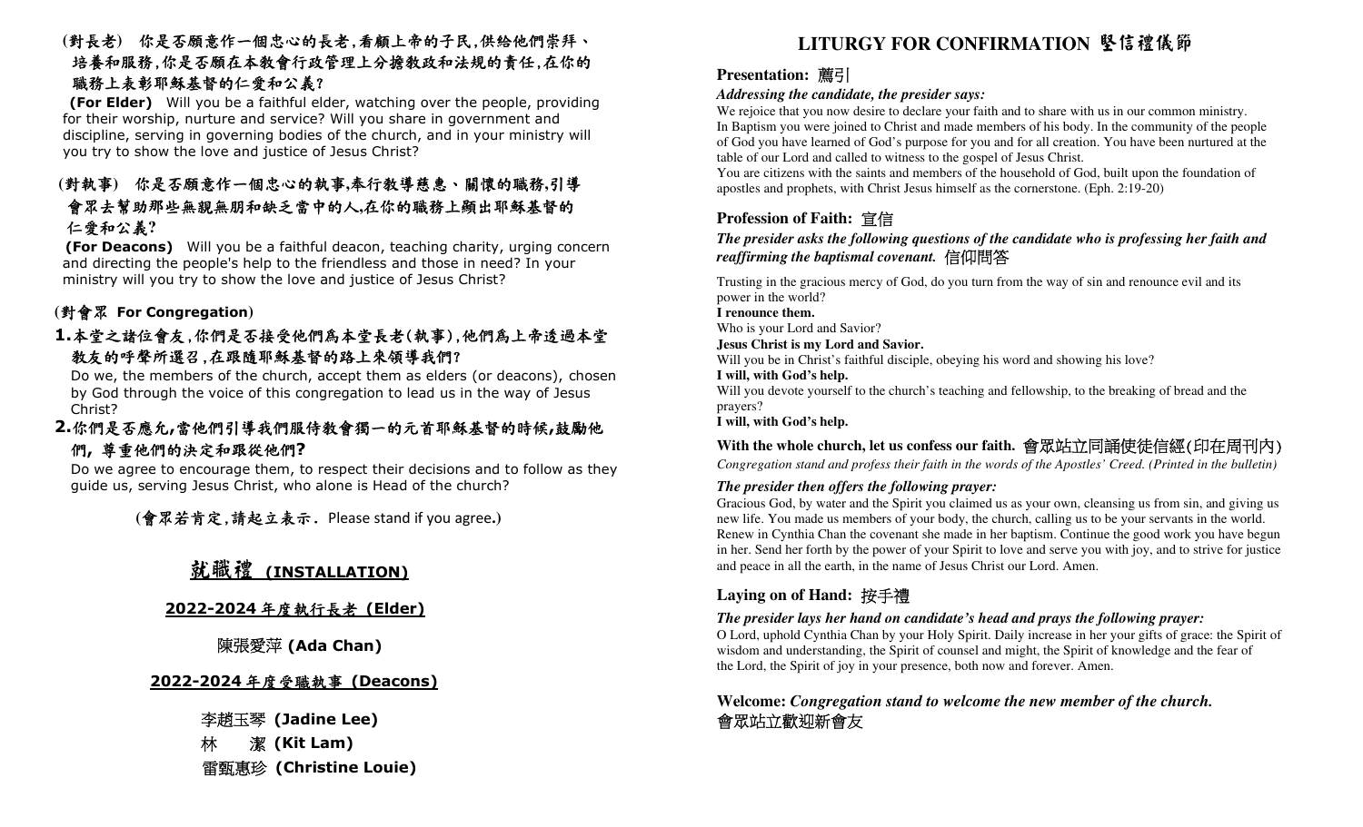(對長老)　你是否願意作一個忠心的長老,看顧上帝的子民,供給他們崇拜、培養和服務,你是否願在本教會行政管理上分擔教政和法規的責任,在你的職務上表彰耶穌基督的仁愛和公義?

**(For Elder)** Will you be a faithful elder, watching over the people, providing for their worship, nurture and service? Will you share in government and discipline, serving in governing bodies of the church, and in your ministry will you try to show the love and justice of Jesus Christ?

(對執事)　你是否願意作一個忠心的執事,奉行教導慈惠、關懷的職務,引導會眾去幫助那些無親無朋和缺乏當中的人,在你的職務上顯出耶穌基督的仁愛和公義?

**(For Deacons)** Will you be a faithful deacon, teaching charity, urging concern and directing the people's help to the friendless and those in need? In your ministry will you try to show the love and justice of Jesus Christ?

(對會眾 **For Congregation**)

1. 本堂之諸位會友,你們是否接受他們為本堂長老(執事),他們為上帝透過本堂教友的呼聲所選召,在跟隨耶穌基督的路上來領導我們?
   Do we, the members of the church, accept them as elders (or deacons), chosen by God through the voice of this congregation to lead us in the way of Jesus Christ?
2. 你們是否應允,當他們引導我們服侍教會獨一的元首耶穌基督的時候,鼓勵他們,尊重他們的決定和跟從他們?
   Do we agree to encourage them, to respect their decisions and to follow as they guide us, serving Jesus Christ, who alone is Head of the church?

(會眾若肯定,請起立表示. Please stand if you agree.)

## 就職禮 (INSTALLATION)

**2022-2024 年度執行長老 (Elder)**

陳張愛萍 **(Ada Chan)**

**2022-2024 年度受職執事 (Deacons)**

李趙玉琴 **(Jadine Lee)**

林　潔 **(Kit Lam)**

雷甄惠珍 **(Christine Louie)**

# LITURGY FOR CONFIRMATION 堅信禮儀節

## Presentation: 薦引

***Addressing the candidate, the presider says:***

We rejoice that you now desire to declare your faith and to share with us in our common ministry. In Baptism you were joined to Christ and made members of his body. In the community of the people of God you have learned of God's purpose for you and for all creation. You have been nurtured at the table of our Lord and called to witness to the gospel of Jesus Christ.

You are citizens with the saints and members of the household of God, built upon the foundation of apostles and prophets, with Christ Jesus himself as the cornerstone. (Eph. 2:19-20)

## Profession of Faith: 宣信

***The presider asks the following questions of the candidate who is professing her faith and reaffirming the baptismal covenant.*** 信仰問答

Trusting in the gracious mercy of God, do you turn from the way of sin and renounce evil and its power in the world?

**I renounce them.**

Who is your Lord and Savior?

**Jesus Christ is my Lord and Savior.**

Will you be in Christ's faithful disciple, obeying his word and showing his love?

**I will, with God's help.**

Will you devote yourself to the church's teaching and fellowship, to the breaking of bread and the prayers?

**I will, with God's help.**

**With the whole church, let us confess our faith.** 會眾站立同誦使徒信經(印在周刊內)

*Congregation stand and profess their faith in the words of the Apostles' Creed. (Printed in the bulletin)*

***The presider then offers the following prayer:***

Gracious God, by water and the Spirit you claimed us as your own, cleansing us from sin, and giving us new life. You made us members of your body, the church, calling us to be your servants in the world. Renew in Cynthia Chan the covenant she made in her baptism. Continue the good work you have begun in her. Send her forth by the power of your Spirit to love and serve you with joy, and to strive for justice and peace in all the earth, in the name of Jesus Christ our Lord. Amen.

## Laying on of Hand: 按手禮

***The presider lays her hand on candidate's head and prays the following prayer:***

O Lord, uphold Cynthia Chan by your Holy Spirit. Daily increase in her your gifts of grace: the Spirit of wisdom and understanding, the Spirit of counsel and might, the Spirit of knowledge and the fear of the Lord, the Spirit of joy in your presence, both now and forever. Amen.

**Welcome:** ***Congregation stand to welcome the new member of the church.***
會眾站立歡迎新會友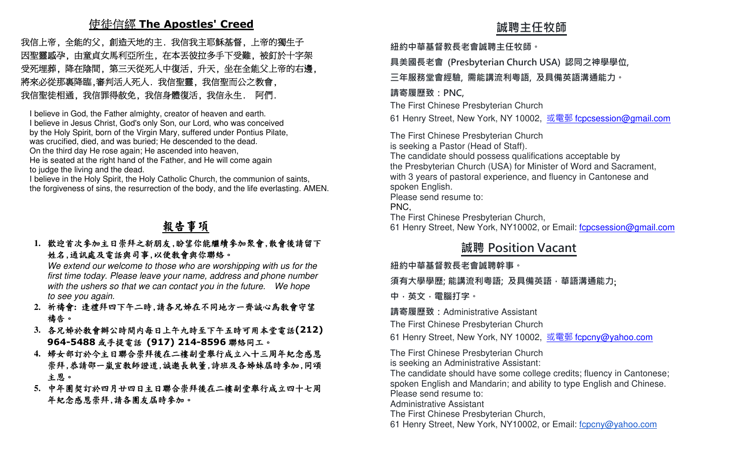## 使徒信經 The Apostles' Creed

我信上帝，全能的父，創造天地的主．我信我主耶穌基督，上帝的獨生子因聖靈感孕，由童貞女馬利亞所生，在本丟彼拉多手下受難，被釘於十字架受死埋葬，降在陰間，第三天從死人中復活，升天，坐在全能父上帝的右邊，將來必從那裏降臨,審判活人死人．我信聖靈，我信聖而公之教會，我信聖徒相通，我信罪得赦免，我信身體復活，我信永生． 阿們．

I believe in God, the Father almighty, creator of heaven and earth.
I believe in Jesus Christ, God's only Son, our Lord, who was conceived by the Holy Spirit, born of the Virgin Mary, suffered under Pontius Pilate, was crucified, died, and was buried; He descended to the dead.
On the third day He rose again; He ascended into heaven,
He is seated at the right hand of the Father, and He will come again to judge the living and the dead.
I believe in the Holy Spirit, the Holy Catholic Church, the communion of saints, the forgiveness of sins, the resurrection of the body, and the life everlasting. AMEN.

## 報告事項

1. **歡迎首次參加主日崇拜之新朋友,盼望你能繼續參加聚會,散會後請留下姓名,通訊處及電話與司事,以便教會與你聯絡。**
   *We extend our welcome to those who are worshipping with us for the first time today. Please leave your name, address and phone number with the ushers so that we can contact you in the future. We hope to see you again.*
2. **祈禱會: 逢禮拜四下午二時,請各兄姊在不同地方一齊誠心為教會守望禱告。**
3. **各兄姊於教會辦公時間內每日上午九時至下午五時可用本堂電話(212) 964-5488 或手提電話 (917) 214-8596 聯絡同工。**
4. **婦女部訂於今主日聯合崇拜後在二樓副堂舉行成立八十三周年紀念感恩崇拜,恭請邵一嵐宣教師證道,誠邀長執董,詩班及各姊妹屆時參加,同頌主恩。**
5. **中年團契訂於四月廿四日主日聯合崇拜後在二樓副堂舉行成立四十七周年紀念感恩崇拜,請各團友屆時參加。**

## 誠聘主任牧師

**紐約中華基督教長老會誠聘主任牧師。**

**具美國長老會 (Presbyterian Church USA) 認同之神學學位,**

**三年服務堂會經驗, 需能講流利粵語, 及具備英語溝通能力。**

**請寄履歷致：PNC,**

The First Chinese Presbyterian Church

61 Henry Street, New York, NY 10002, 或電郵 fcpcsession@gmail.com

The First Chinese Presbyterian Church
is seeking a Pastor (Head of Staff).
The candidate should possess qualifications acceptable by the Presbyterian Church (USA) for Minister of Word and Sacrament, with 3 years of pastoral experience, and fluency in Cantonese and spoken English.
Please send resume to:
PNC,
The First Chinese Presbyterian Church,
61 Henry Street, New York, NY10002, or Email: fcpcsession@gmail.com

## 誠聘 Position Vacant

**紐約中華基督教長老會誠聘幹事。**

**須有大學學歷; 能講流利粵語; 及具備英語﹐華語溝通能力;**

**中﹐英文﹐電腦打字。**

**請寄履歷致：**Administrative Assistant

The First Chinese Presbyterian Church

61 Henry Street, New York, NY 10002, 或電郵 fcpcny@yahoo.com

The First Chinese Presbyterian Church
is seeking an Administrative Assistant:
The candidate should have some college credits; fluency in Cantonese; spoken English and Mandarin; and ability to type English and Chinese.
Please send resume to:
Administrative Assistant
The First Chinese Presbyterian Church,
61 Henry Street, New York, NY10002, or Email: fcpcny@yahoo.com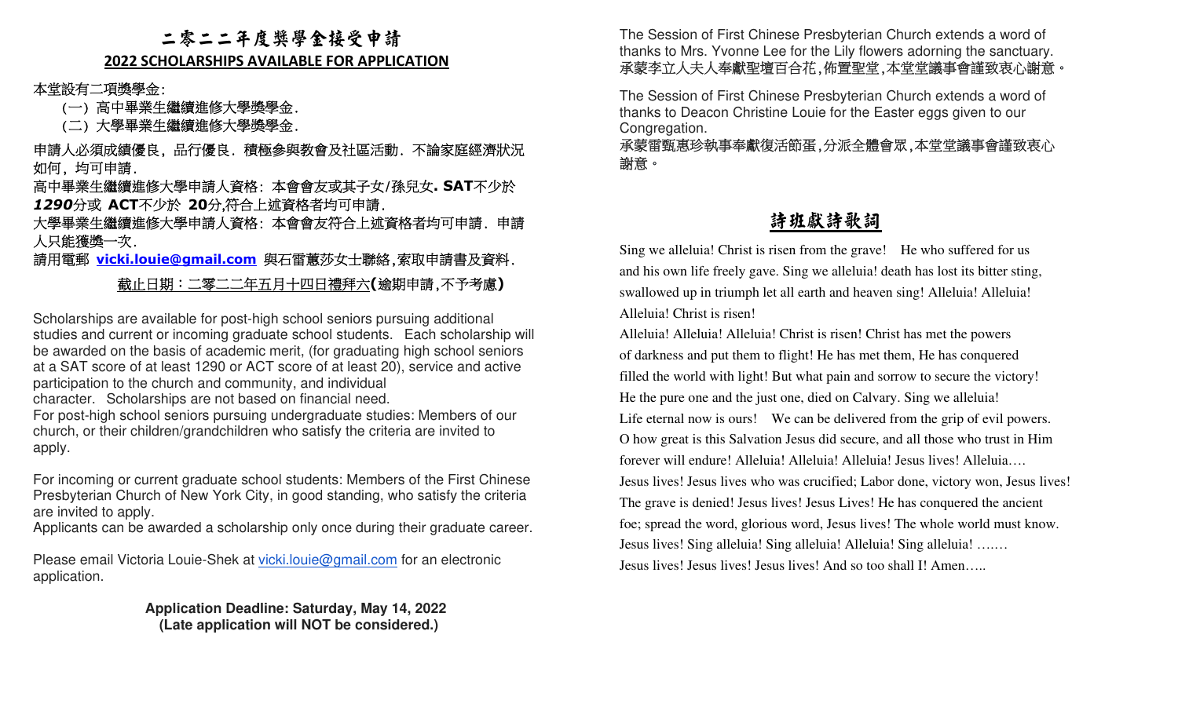# 二零二二年度獎學金接受申請

## 2022 SCHOLARSHIPS AVAILABLE FOR APPLICATION

本堂設有二項獎學金:

（一）高中畢業生繼續進修大學獎學金.

（二）大學畢業生繼續進修大學獎學金.

申請人必須成績優良，品行優良．積極參與教會及社區活動．不論家庭經濟狀況如何，均可申請.

高中畢業生繼續進修大學申請人資格：本會會友或其子女/孫兒女**. SAT**不少於 ***1290***分或 **ACT**不少於 **20**分,符合上述資格者均可申請.

大學畢業生繼續進修大學申請人資格：本會會友符合上述資格者均可申請．申請人只能獲獎一次.

請用電郵 **vicki.louie@gmail.com** 與石雷蕙莎女士聯絡,索取申請書及資料.

<u>截止日期：二零二二年五月十四日禮拜六</u>**(**逾期申請,不予考慮**)**

Scholarships are available for post-high school seniors pursuing additional studies and current or incoming graduate school students. Each scholarship will be awarded on the basis of academic merit, (for graduating high school seniors at a SAT score of at least 1290 or ACT score of at least 20), service and active participation to the church and community, and individual character. Scholarships are not based on financial need.

For post-high school seniors pursuing undergraduate studies: Members of our church, or their children/grandchildren who satisfy the criteria are invited to apply.

For incoming or current graduate school students: Members of the First Chinese Presbyterian Church of New York City, in good standing, who satisfy the criteria are invited to apply.

Applicants can be awarded a scholarship only once during their graduate career.

Please email Victoria Louie-Shek at vicki.louie@gmail.com for an electronic application.

**Application Deadline: Saturday, May 14, 2022**
**(Late application will NOT be considered.)**

The Session of First Chinese Presbyterian Church extends a word of thanks to Mrs. Yvonne Lee for the Lily flowers adorning the sanctuary.
承蒙李立人夫人奉獻聖壇百合花,佈置聖堂,本堂堂議事會謹致衷心謝意。

The Session of First Chinese Presbyterian Church extends a word of thanks to Deacon Christine Louie for the Easter eggs given to our Congregation.
承蒙雷甄惠珍執事奉獻復活節蛋,分派全體會眾,本堂堂議事會謹致衷心謝意。

## 詩班獻詩歌詞

Sing we alleluia! Christ is risen from the grave! He who suffered for us and his own life freely gave. Sing we alleluia! death has lost its bitter sting, swallowed up in triumph let all earth and heaven sing! Alleluia! Alleluia! Alleluia! Christ is risen!

Alleluia! Alleluia! Alleluia! Christ is risen! Christ has met the powers of darkness and put them to flight! He has met them, He has conquered filled the world with light! But what pain and sorrow to secure the victory! He the pure one and the just one, died on Calvary. Sing we alleluia!

Life eternal now is ours! We can be delivered from the grip of evil powers. O how great is this Salvation Jesus did secure, and all those who trust in Him forever will endure! Alleluia! Alleluia! Alleluia! Jesus lives! Alleluia….

Jesus lives! Jesus lives who was crucified; Labor done, victory won, Jesus lives! The grave is denied! Jesus lives! Jesus Lives! He has conquered the ancient foe; spread the word, glorious word, Jesus lives! The whole world must know. Jesus lives! Sing alleluia! Sing alleluia! Alleluia! Sing alleluia! …….

Jesus lives! Jesus lives! Jesus lives! And so too shall I! Amen…..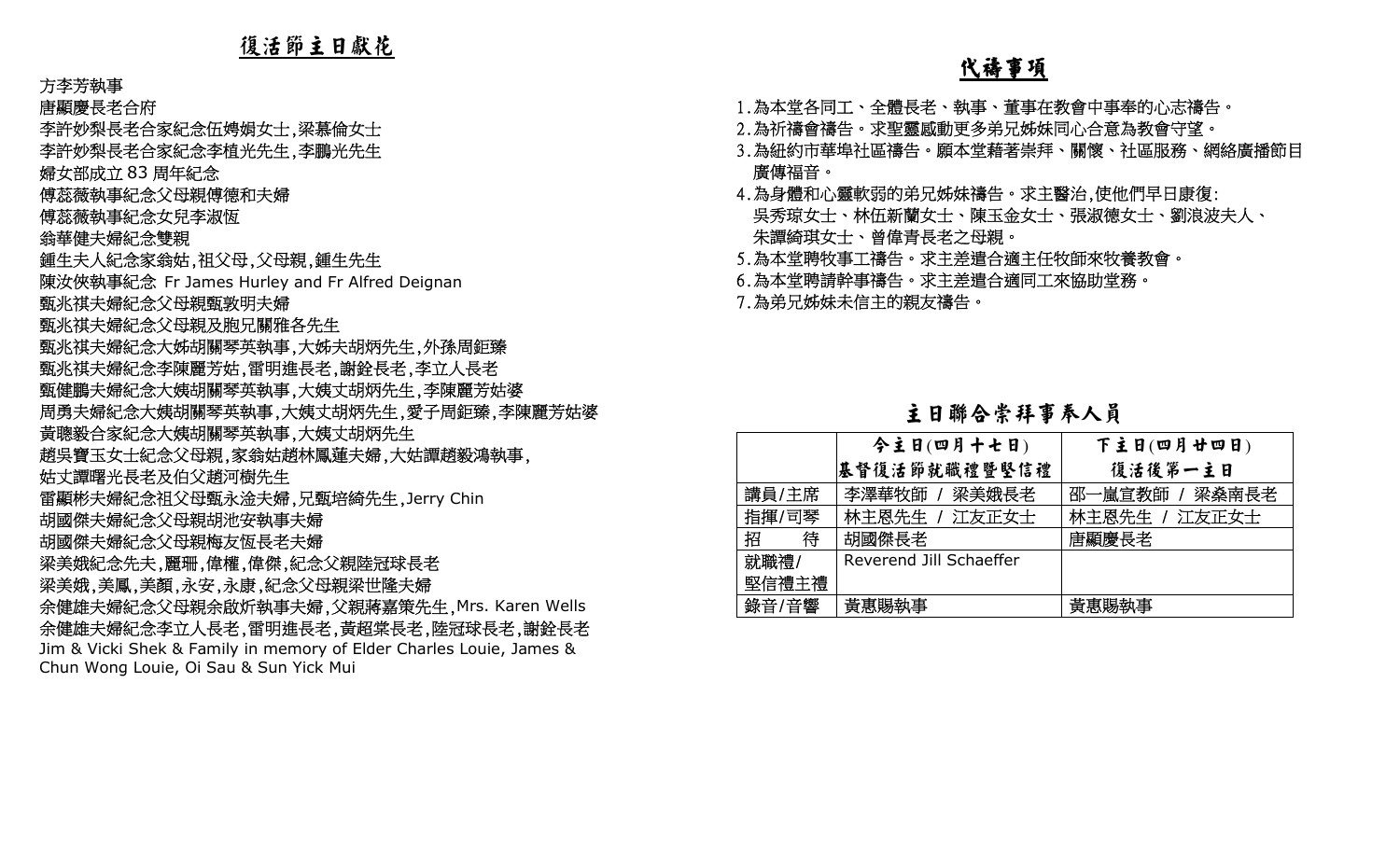## 復活節主日獻花

方李芳執事
唐顯慶長老合府
李許妙梨長老合家紀念伍娉娟女士,梁慕倫女士
李許妙梨長老合家紀念李植光先生,李鵬光先生
婦女部成立 83 周年紀念
傅蕊薇執事紀念父母親傅德和夫婦
傅蕊薇執事紀念女兒李淑恆
翁華健夫婦紀念雙親
鍾生夫人紀念家翁姑,祖父母,父母親,鍾生先生
陳汝俠執事紀念 Fr James Hurley and Fr Alfred Deignan
甄兆祺夫婦紀念父母親甄敦明夫婦
甄兆祺夫婦紀念父母親及胞兄關雅各先生
甄兆祺夫婦紀念大姊胡關琴英執事,大姊夫胡炳先生,外孫周鉅臻
甄兆祺夫婦紀念李陳麗芳姑,雷明進長老,謝銓長老,李立人長老
甄健鵬夫婦紀念大姨胡關琴英執事,大姨丈胡炳先生,李陳麗芳姑婆
周勇夫婦紀念大姨胡關琴英執事,大姨丈胡炳先生,愛子周鉅臻,李陳麗芳姑婆
黃聰毅合家紀念大姨胡關琴英執事,大姨丈胡炳先生
趙吳寶玉女士紀念父母親,家翁姑趙林鳳蓮夫婦,大姑譚趙毅鴻執事,
姑丈譚曙光長老及伯父趙河樹先生
雷顯彬夫婦紀念祖父母甄永淦夫婦,兄甄培綺先生,Jerry Chin
胡國傑夫婦紀念父母親胡池安執事夫婦
胡國傑夫婦紀念父母親梅友恆長老夫婦
梁美娥紀念先夫,麗珊,偉權,偉傑,紀念父親陸冠球長老
梁美娥,美鳳,美顏,永安,永康,紀念父母親梁世隆夫婦
余健雄夫婦紀念父母親余啟炘執事夫婦,父親蔣嘉策先生,Mrs. Karen Wells
余健雄夫婦紀念李立人長老,雷明進長老,黃超棠長老,陸冠球長老,謝銓長老
Jim & Vicki Shek & Family in memory of Elder Charles Louie, James & Chun Wong Louie, Oi Sau & Sun Yick Mui

## 代禱事項

1. 為本堂各同工、全體長老、執事、董事在教會中事奉的心志禱告。
2. 為祈禱會禱告。求聖靈感動更多弟兄姊妹同心合意為教會守望。
3. 為紐約市華埠社區禱告。願本堂藉著崇拜、關懷、社區服務、網絡廣播節目廣傳福音。
4. 為身體和心靈軟弱的弟兄姊妹禱告。求主醫治,使他們早日康復:
   吳秀琼女士、林伍新蘭女士、陳玉金女士、張淑德女士、劉浪波夫人、朱譚綺琪女士、曾偉青長老之母親。
5. 為本堂聘牧事工禱告。求主差遣合適主任牧師來牧養教會。
6. 為本堂聘請幹事禱告。求主差遣合適同工來協助堂務。
7. 為弟兄姊妹未信主的親友禱告。

## 主日聯合崇拜事奉人員

| | 今主日(四月十七日)<br>基督復活節就職禮暨堅信禮 | 下主日(四月廿四日)<br>復活後第一主日 |
|---|---|---|
| 講員/主席 | 李澤華牧師 / 梁美娥長老 | 邵一嵐宣教師 / 梁燊南長老 |
| 指揮/司琴 | 林主恩先生 / 江友正女士 | 林主恩先生 / 江友正女士 |
| 招　　待 | 胡國傑長老 | 唐顯慶長老 |
| 就職禮/<br>堅信禮主禮 | Reverend Jill Schaeffer | |
| 錄音/音響 | 黃惠賜執事 | 黃惠賜執事 |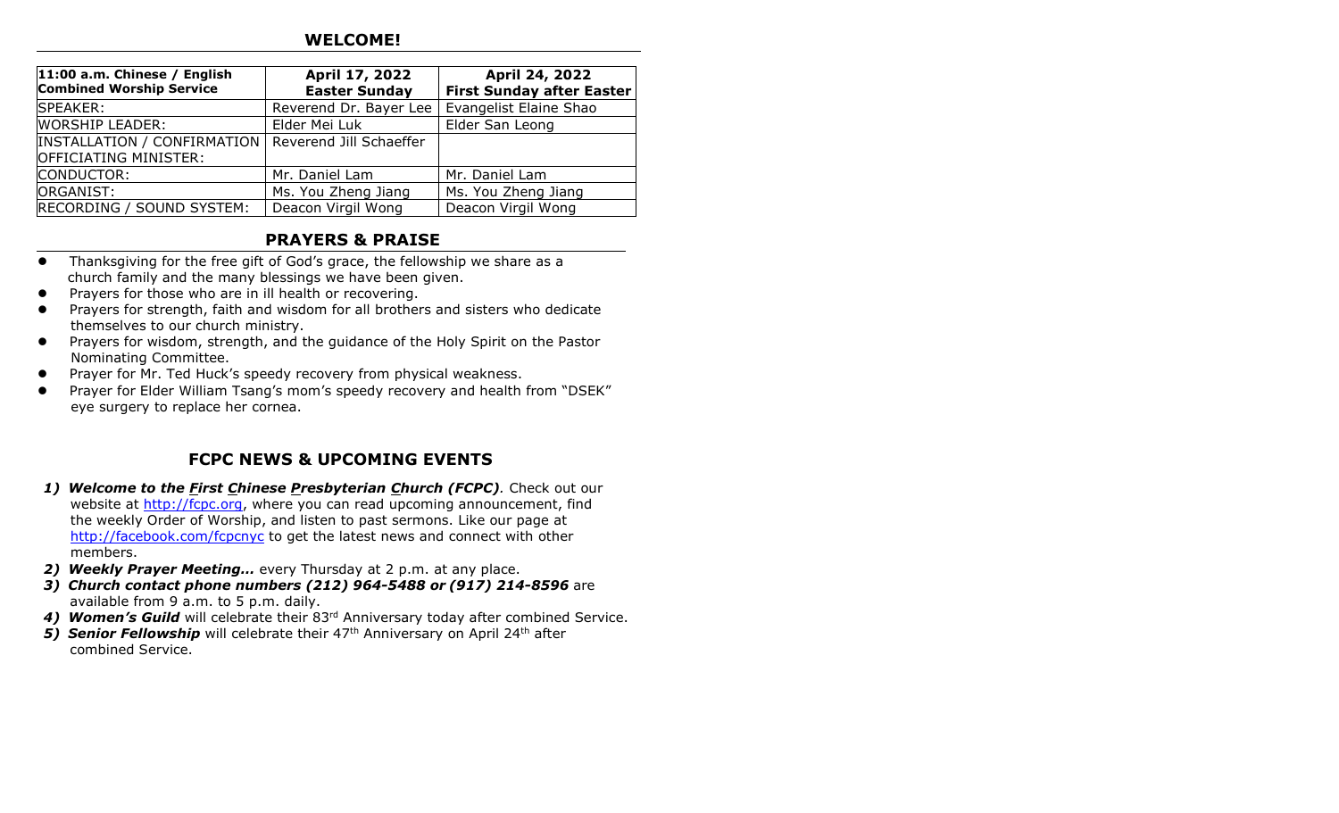## WELCOME!

| 11:00 a.m. Chinese / English Combined Worship Service | April 17, 2022 Easter Sunday | April 24, 2022 First Sunday after Easter |
|---|---|---|
| SPEAKER: | Reverend Dr. Bayer Lee | Evangelist Elaine Shao |
| WORSHIP LEADER: | Elder Mei Luk | Elder San Leong |
| INSTALLATION / CONFIRMATION OFFICIATING MINISTER: | Reverend Jill Schaeffer | |
| CONDUCTOR: | Mr. Daniel Lam | Mr. Daniel Lam |
| ORGANIST: | Ms. You Zheng Jiang | Ms. You Zheng Jiang |
| RECORDING / SOUND SYSTEM: | Deacon Virgil Wong | Deacon Virgil Wong |

## PRAYERS & PRAISE

- Thanksgiving for the free gift of God's grace, the fellowship we share as a church family and the many blessings we have been given.
- Prayers for those who are in ill health or recovering.
- Prayers for strength, faith and wisdom for all brothers and sisters who dedicate themselves to our church ministry.
- Prayers for wisdom, strength, and the guidance of the Holy Spirit on the Pastor Nominating Committee.
- Prayer for Mr. Ted Huck's speedy recovery from physical weakness.
- Prayer for Elder William Tsang's mom's speedy recovery and health from "DSEK" eye surgery to replace her cornea.

## FCPC NEWS & UPCOMING EVENTS

1) ***Welcome to the First Chinese Presbyterian Church (FCPC).*** Check out our website at http://fcpc.org, where you can read upcoming announcement, find the weekly Order of Worship, and listen to past sermons. Like our page at http://facebook.com/fcpcnyc to get the latest news and connect with other members.
2) ***Weekly Prayer Meeting…*** every Thursday at 2 p.m. at any place.
3) ***Church contact phone numbers (212) 964-5488 or (917) 214-8596*** are available from 9 a.m. to 5 p.m. daily.
4) ***Women's Guild*** will celebrate their 83rd Anniversary today after combined Service.
5) ***Senior Fellowship*** will celebrate their 47th Anniversary on April 24th after combined Service.